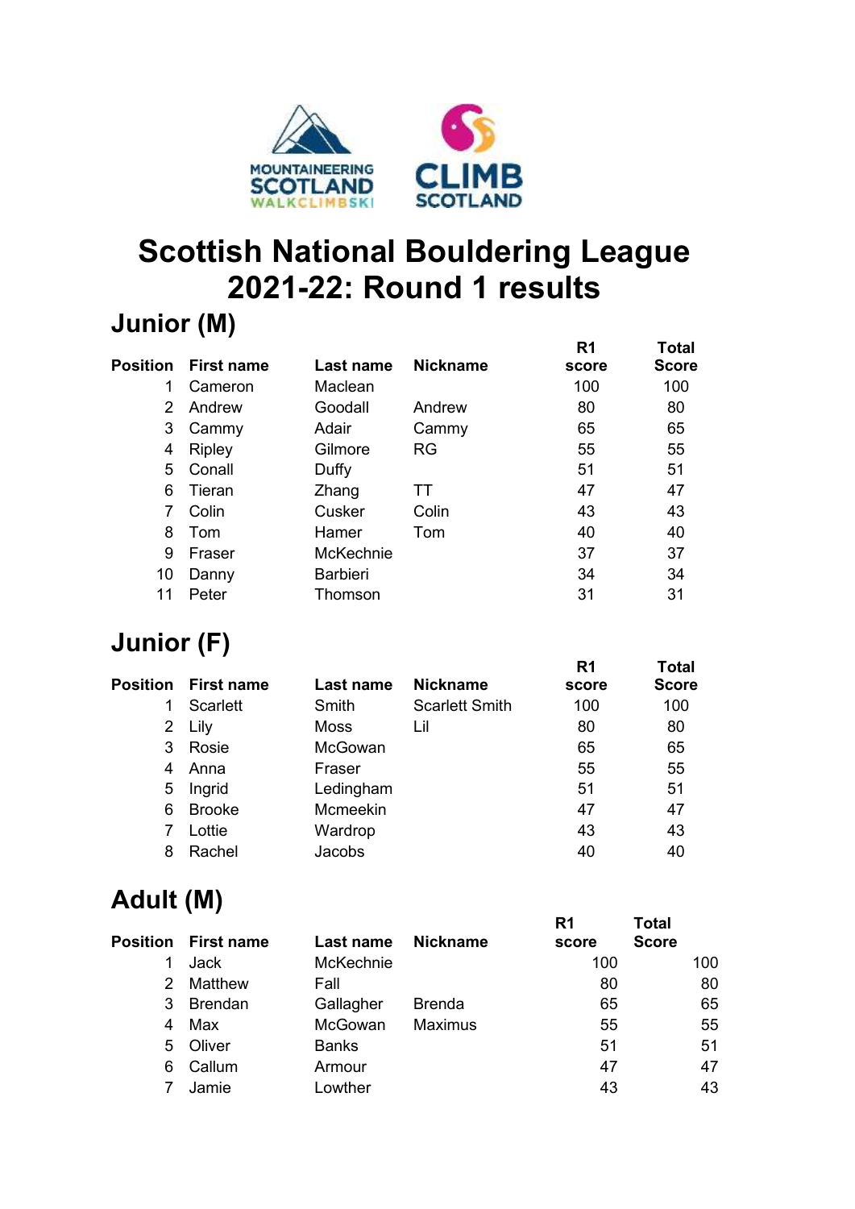# Scottish National Bouldering League 2021-22: Round 1 results

## Junior (M)

| Position | First name | Last name | Nickname | R1 score | Total Score |
|---|---|---|---|---|---|
| 1 | Cameron | Maclean | | 100 | 100 |
| 2 | Andrew | Goodall | Andrew | 80 | 80 |
| 3 | Cammy | Adair | Cammy | 65 | 65 |
| 4 | Ripley | Gilmore | RG | 55 | 55 |
| 5 | Conall | Duffy | | 51 | 51 |
| 6 | Tieran | Zhang | TT | 47 | 47 |
| 7 | Colin | Cusker | Colin | 43 | 43 |
| 8 | Tom | Hamer | Tom | 40 | 40 |
| 9 | Fraser | McKechnie | | 37 | 37 |
| 10 | Danny | Barbieri | | 34 | 34 |
| 11 | Peter | Thomson | | 31 | 31 |

## Junior (F)

| Position | First name | Last name | Nickname | R1 score | Total Score |
|---|---|---|---|---|---|
| 1 | Scarlett | Smith | Scarlett Smith | 100 | 100 |
| 2 | Lily | Moss | Lil | 80 | 80 |
| 3 | Rosie | McGowan | | 65 | 65 |
| 4 | Anna | Fraser | | 55 | 55 |
| 5 | Ingrid | Ledingham | | 51 | 51 |
| 6 | Brooke | Mcmeekin | | 47 | 47 |
| 7 | Lottie | Wardrop | | 43 | 43 |
| 8 | Rachel | Jacobs | | 40 | 40 |

## Adult (M)

| Position | First name | Last name | Nickname | R1 score | Total Score |
|---|---|---|---|---|---|
| 1 | Jack | McKechnie | | 100 | 100 |
| 2 | Matthew | Fall | | 80 | 80 |
| 3 | Brendan | Gallagher | Brenda | 65 | 65 |
| 4 | Max | McGowan | Maximus | 55 | 55 |
| 5 | Oliver | Banks | | 51 | 51 |
| 6 | Callum | Armour | | 47 | 47 |
| 7 | Jamie | Lowther | | 43 | 43 |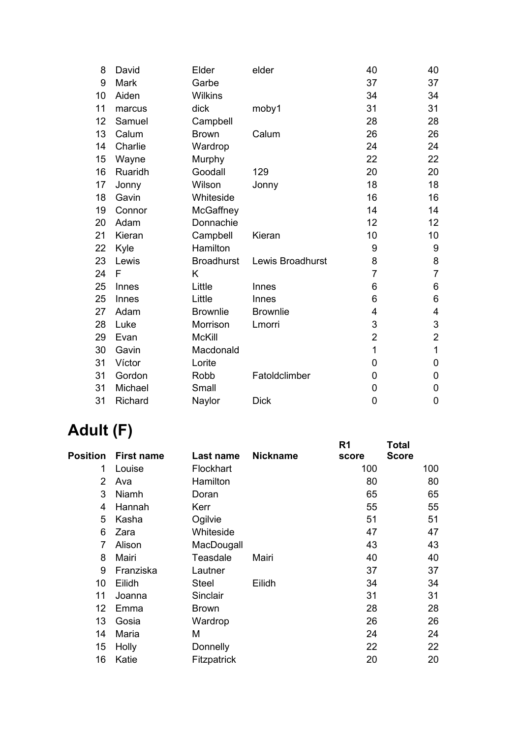| Position | First name | Last name | Nickname | R1 score | Total Score |
|---|---|---|---|---|---|
| 8 | David | Elder | elder | 40 | 40 |
| 9 | Mark | Garbe | | 37 | 37 |
| 10 | Aiden | Wilkins | | 34 | 34 |
| 11 | marcus | dick | moby1 | 31 | 31 |
| 12 | Samuel | Campbell | | 28 | 28 |
| 13 | Calum | Brown | Calum | 26 | 26 |
| 14 | Charlie | Wardrop | | 24 | 24 |
| 15 | Wayne | Murphy | | 22 | 22 |
| 16 | Ruaridh | Goodall | 129 | 20 | 20 |
| 17 | Jonny | Wilson | Jonny | 18 | 18 |
| 18 | Gavin | Whiteside | | 16 | 16 |
| 19 | Connor | McGaffney | | 14 | 14 |
| 20 | Adam | Donnachie | | 12 | 12 |
| 21 | Kieran | Campbell | Kieran | 10 | 10 |
| 22 | Kyle | Hamilton | | 9 | 9 |
| 23 | Lewis | Broadhurst | Lewis Broadhurst | 8 | 8 |
| 24 | F | K | | 7 | 7 |
| 25 | Innes | Little | Innes | 6 | 6 |
| 25 | Innes | Little | Innes | 6 | 6 |
| 27 | Adam | Brownlie | Brownlie | 4 | 4 |
| 28 | Luke | Morrison | Lmorri | 3 | 3 |
| 29 | Evan | McKill | | 2 | 2 |
| 30 | Gavin | Macdonald | | 1 | 1 |
| 31 | Víctor | Lorite | | 0 | 0 |
| 31 | Gordon | Robb | Fatoldclimber | 0 | 0 |
| 31 | Michael | Small | | 0 | 0 |
| 31 | Richard | Naylor | Dick | 0 | 0 |

# Adult (F)

| Position | First name | Last name | Nickname | R1 score | Total Score |
|---|---|---|---|---|---|
| 1 | Louise | Flockhart | | 100 | 100 |
| 2 | Ava | Hamilton | | 80 | 80 |
| 3 | Niamh | Doran | | 65 | 65 |
| 4 | Hannah | Kerr | | 55 | 55 |
| 5 | Kasha | Ogilvie | | 51 | 51 |
| 6 | Zara | Whiteside | | 47 | 47 |
| 7 | Alison | MacDougall | | 43 | 43 |
| 8 | Mairi | Teasdale | Mairi | 40 | 40 |
| 9 | Franziska | Lautner | | 37 | 37 |
| 10 | Eilidh | Steel | Eilidh | 34 | 34 |
| 11 | Joanna | Sinclair | | 31 | 31 |
| 12 | Emma | Brown | | 28 | 28 |
| 13 | Gosia | Wardrop | | 26 | 26 |
| 14 | Maria | M | | 24 | 24 |
| 15 | Holly | Donnelly | | 22 | 22 |
| 16 | Katie | Fitzpatrick | | 20 | 20 |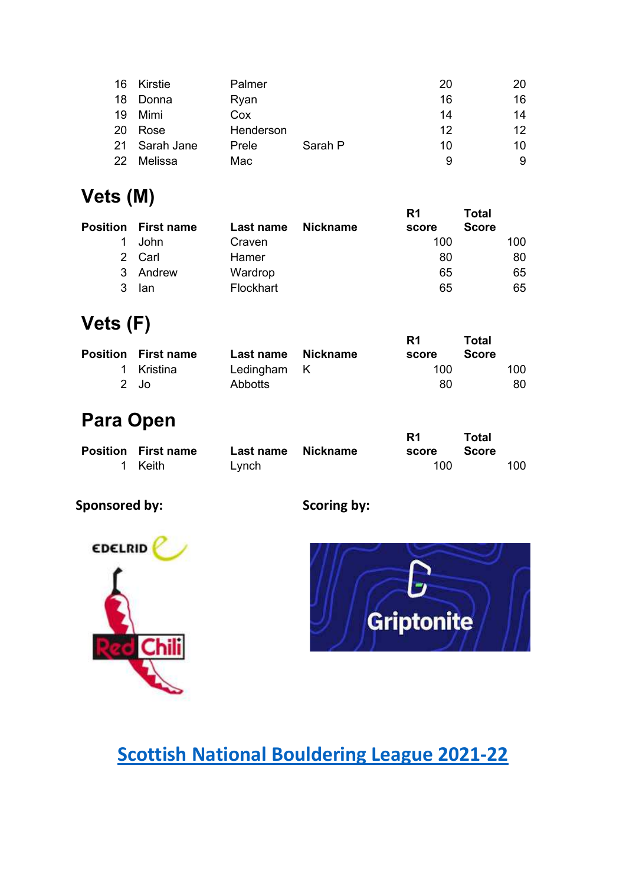| | | | | | |
|---|---|---|---|---|---|
| 16 | Kirstie | Palmer | | 20 | 20 |
| 18 | Donna | Ryan | | 16 | 16 |
| 19 | Mimi | Cox | | 14 | 14 |
| 20 | Rose | Henderson | | 12 | 12 |
| 21 | Sarah Jane | Prele | Sarah P | 10 | 10 |
| 22 | Melissa | Mac | | 9 | 9 |

## Vets (M)

| Position | First name | Last name | Nickname | R1 score | Total Score |
|---|---|---|---|---|---|
| 1 | John | Craven | | 100 | 100 |
| 2 | Carl | Hamer | | 80 | 80 |
| 3 | Andrew | Wardrop | | 65 | 65 |
| 3 | Ian | Flockhart | | 65 | 65 |

## Vets (F)

| Position | First name | Last name | Nickname | R1 score | Total Score |
|---|---|---|---|---|---|
| 1 | Kristina | Ledingham | K | 100 | 100 |
| 2 | Jo | Abbotts | | 80 | 80 |

## Para Open

| Position | First name | Last name | Nickname | R1 score | Total Score |
|---|---|---|---|---|---|
| 1 | Keith | Lynch | | 100 | 100 |

**Sponsored by:**

EDELRID

Red Chili

**Scoring by:**

Griptonite

Scottish National Bouldering League 2021-22